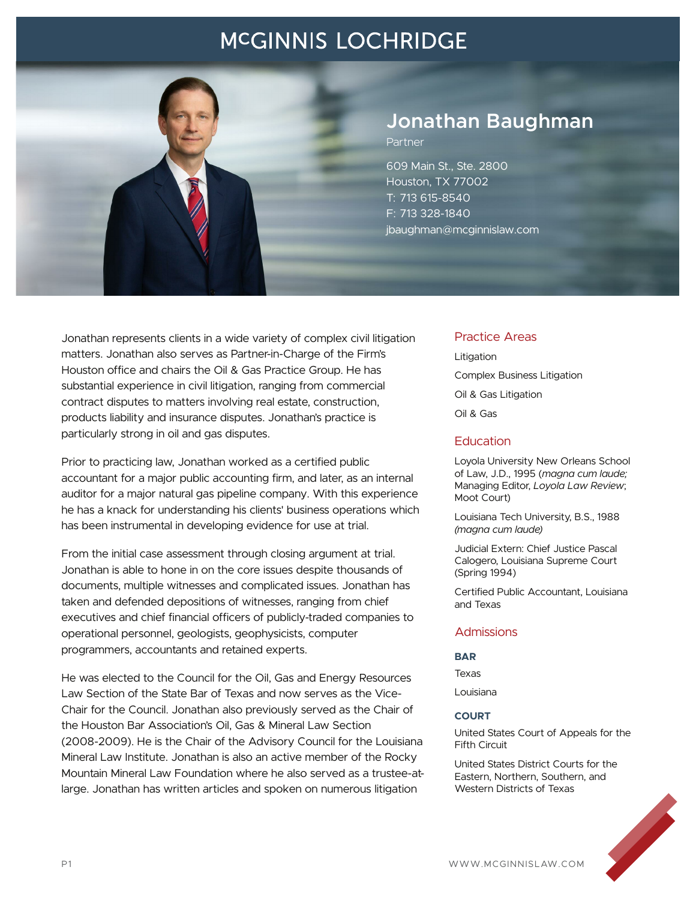# McGINNIS LOCHRIDGE

## Jonathan Baughman

Partner

609 Main St., Ste. 2800
Houston, TX 77002
T: 713 615-8540
F: 713 328-1840
jbaughman@mcginnislaw.com

Jonathan represents clients in a wide variety of complex civil litigation matters. Jonathan also serves as Partner-in-Charge of the Firm's Houston office and chairs the Oil & Gas Practice Group. He has substantial experience in civil litigation, ranging from commercial contract disputes to matters involving real estate, construction, products liability and insurance disputes. Jonathan's practice is particularly strong in oil and gas disputes.

Prior to practicing law, Jonathan worked as a certified public accountant for a major public accounting firm, and later, as an internal auditor for a major natural gas pipeline company. With this experience he has a knack for understanding his clients' business operations which has been instrumental in developing evidence for use at trial.

From the initial case assessment through closing argument at trial. Jonathan is able to hone in on the core issues despite thousands of documents, multiple witnesses and complicated issues. Jonathan has taken and defended depositions of witnesses, ranging from chief executives and chief financial officers of publicly-traded companies to operational personnel, geologists, geophysicists, computer programmers, accountants and retained experts.

He was elected to the Council for the Oil, Gas and Energy Resources Law Section of the State Bar of Texas and now serves as the Vice-Chair for the Council. Jonathan also previously served as the Chair of the Houston Bar Association's Oil, Gas & Mineral Law Section (2008-2009). He is the Chair of the Advisory Council for the Louisiana Mineral Law Institute. Jonathan is also an active member of the Rocky Mountain Mineral Law Foundation where he also served as a trustee-at-large. Jonathan has written articles and spoken on numerous litigation

### Practice Areas

Litigation

Complex Business Litigation

Oil & Gas Litigation

Oil & Gas

### Education

Loyola University New Orleans School of Law, J.D., 1995 (*magna cum laude;* Managing Editor, *Loyola Law Review*; Moot Court)

Louisiana Tech University, B.S., 1988 *(magna cum laude)*

Judicial Extern: Chief Justice Pascal Calogero, Louisiana Supreme Court (Spring 1994)

Certified Public Accountant, Louisiana and Texas

### Admissions

**BAR**

Texas

Louisiana

**COURT**

United States Court of Appeals for the Fifth Circuit

United States District Courts for the Eastern, Northern, Southern, and Western Districts of Texas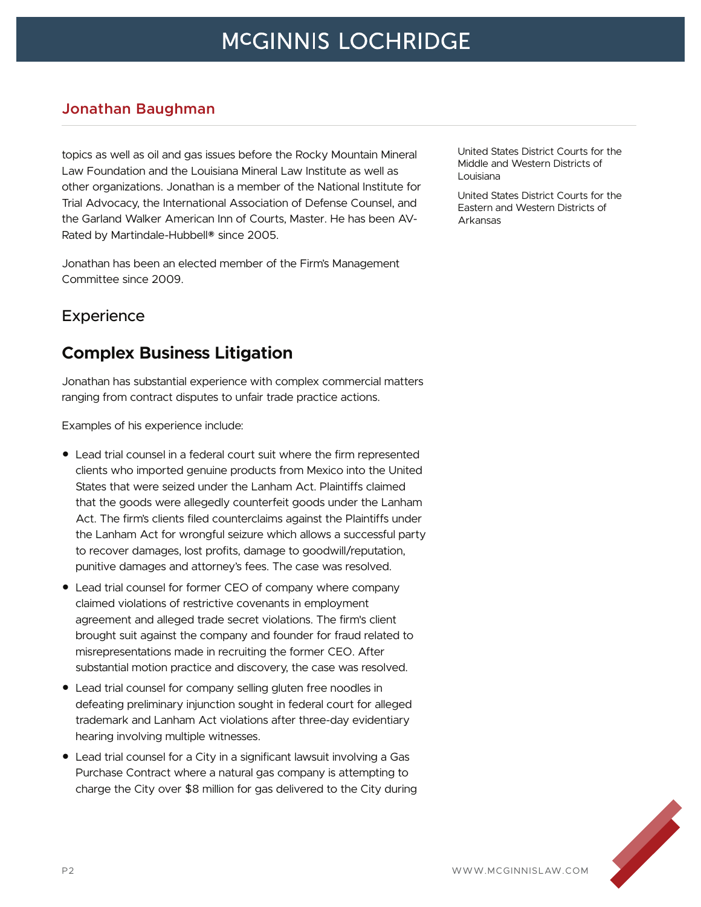topics as well as oil and gas issues before the Rocky Mountain Mineral Law Foundation and the Louisiana Mineral Law Institute as well as other organizations. Jonathan is a member of the National Institute for Trial Advocacy, the International Association of Defense Counsel, and the Garland Walker American Inn of Courts, Master. He has been AV-Rated by Martindale-Hubbell® since 2005.

Jonathan has been an elected member of the Firm's Management Committee since 2009.

## Experience

## Complex Business Litigation

Jonathan has substantial experience with complex commercial matters ranging from contract disputes to unfair trade practice actions.

Examples of his experience include:

- Lead trial counsel in a federal court suit where the firm represented clients who imported genuine products from Mexico into the United States that were seized under the Lanham Act. Plaintiffs claimed that the goods were allegedly counterfeit goods under the Lanham Act. The firm's clients filed counterclaims against the Plaintiffs under the Lanham Act for wrongful seizure which allows a successful party to recover damages, lost profits, damage to goodwill/reputation, punitive damages and attorney's fees. The case was resolved.
- Lead trial counsel for former CEO of company where company claimed violations of restrictive covenants in employment agreement and alleged trade secret violations. The firm's client brought suit against the company and founder for fraud related to misrepresentations made in recruiting the former CEO. After substantial motion practice and discovery, the case was resolved.
- Lead trial counsel for company selling gluten free noodles in defeating preliminary injunction sought in federal court for alleged trademark and Lanham Act violations after three-day evidentiary hearing involving multiple witnesses.
- Lead trial counsel for a City in a significant lawsuit involving a Gas Purchase Contract where a natural gas company is attempting to charge the City over $8 million for gas delivered to the City during

United States District Courts for the Middle and Western Districts of Louisiana

United States District Courts for the Eastern and Western Districts of Arkansas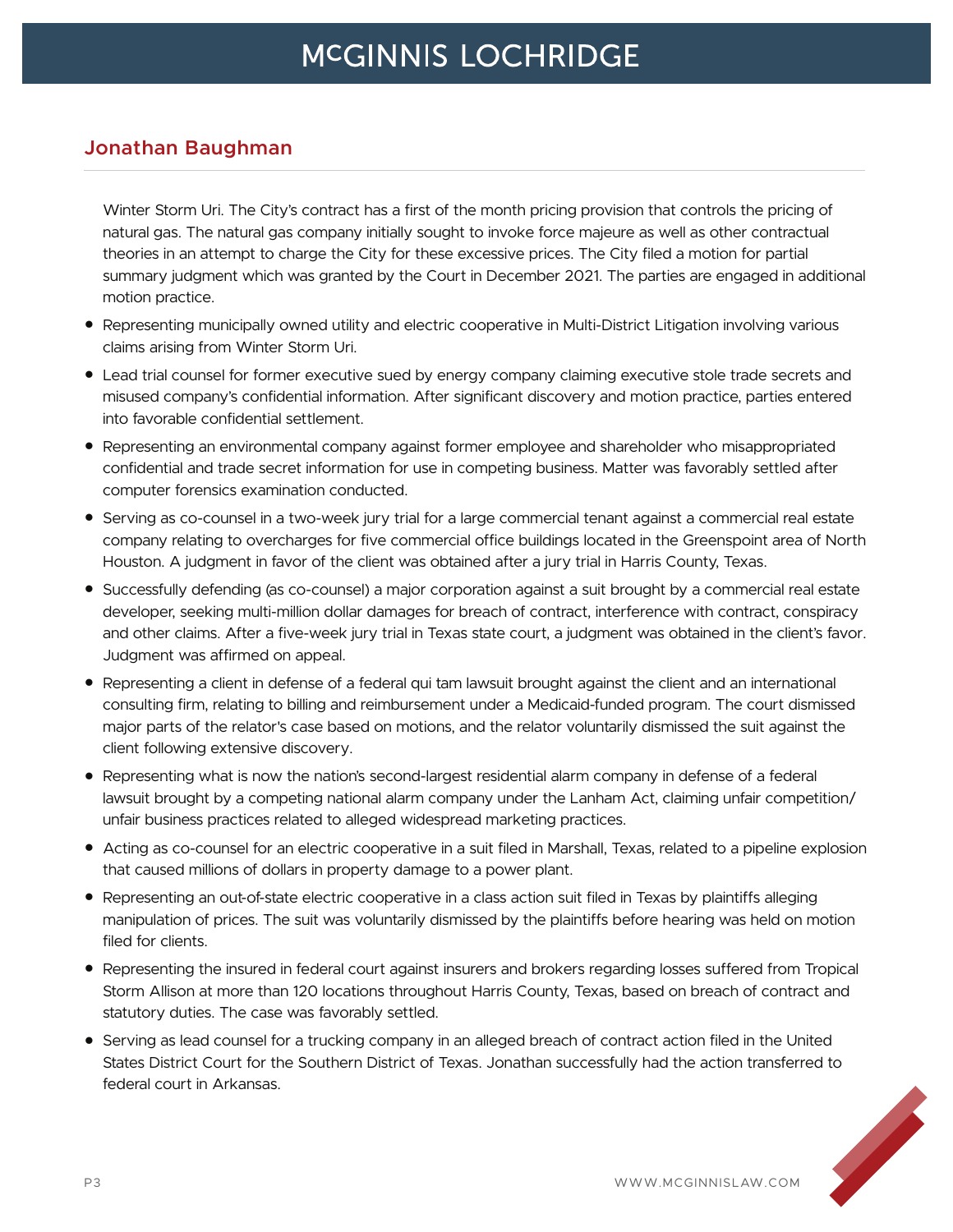## Jonathan Baughman

Winter Storm Uri. The City's contract has a first of the month pricing provision that controls the pricing of natural gas. The natural gas company initially sought to invoke force majeure as well as other contractual theories in an attempt to charge the City for these excessive prices. The City filed a motion for partial summary judgment which was granted by the Court in December 2021. The parties are engaged in additional motion practice.

- Representing municipally owned utility and electric cooperative in Multi-District Litigation involving various claims arising from Winter Storm Uri.
- Lead trial counsel for former executive sued by energy company claiming executive stole trade secrets and misused company's confidential information. After significant discovery and motion practice, parties entered into favorable confidential settlement.
- Representing an environmental company against former employee and shareholder who misappropriated confidential and trade secret information for use in competing business. Matter was favorably settled after computer forensics examination conducted.
- Serving as co-counsel in a two-week jury trial for a large commercial tenant against a commercial real estate company relating to overcharges for five commercial office buildings located in the Greenspoint area of North Houston. A judgment in favor of the client was obtained after a jury trial in Harris County, Texas.
- Successfully defending (as co-counsel) a major corporation against a suit brought by a commercial real estate developer, seeking multi-million dollar damages for breach of contract, interference with contract, conspiracy and other claims. After a five-week jury trial in Texas state court, a judgment was obtained in the client's favor. Judgment was affirmed on appeal.
- Representing a client in defense of a federal qui tam lawsuit brought against the client and an international consulting firm, relating to billing and reimbursement under a Medicaid-funded program. The court dismissed major parts of the relator's case based on motions, and the relator voluntarily dismissed the suit against the client following extensive discovery.
- Representing what is now the nation's second-largest residential alarm company in defense of a federal lawsuit brought by a competing national alarm company under the Lanham Act, claiming unfair competition/ unfair business practices related to alleged widespread marketing practices.
- Acting as co-counsel for an electric cooperative in a suit filed in Marshall, Texas, related to a pipeline explosion that caused millions of dollars in property damage to a power plant.
- Representing an out-of-state electric cooperative in a class action suit filed in Texas by plaintiffs alleging manipulation of prices. The suit was voluntarily dismissed by the plaintiffs before hearing was held on motion filed for clients.
- Representing the insured in federal court against insurers and brokers regarding losses suffered from Tropical Storm Allison at more than 120 locations throughout Harris County, Texas, based on breach of contract and statutory duties. The case was favorably settled.
- Serving as lead counsel for a trucking company in an alleged breach of contract action filed in the United States District Court for the Southern District of Texas. Jonathan successfully had the action transferred to federal court in Arkansas.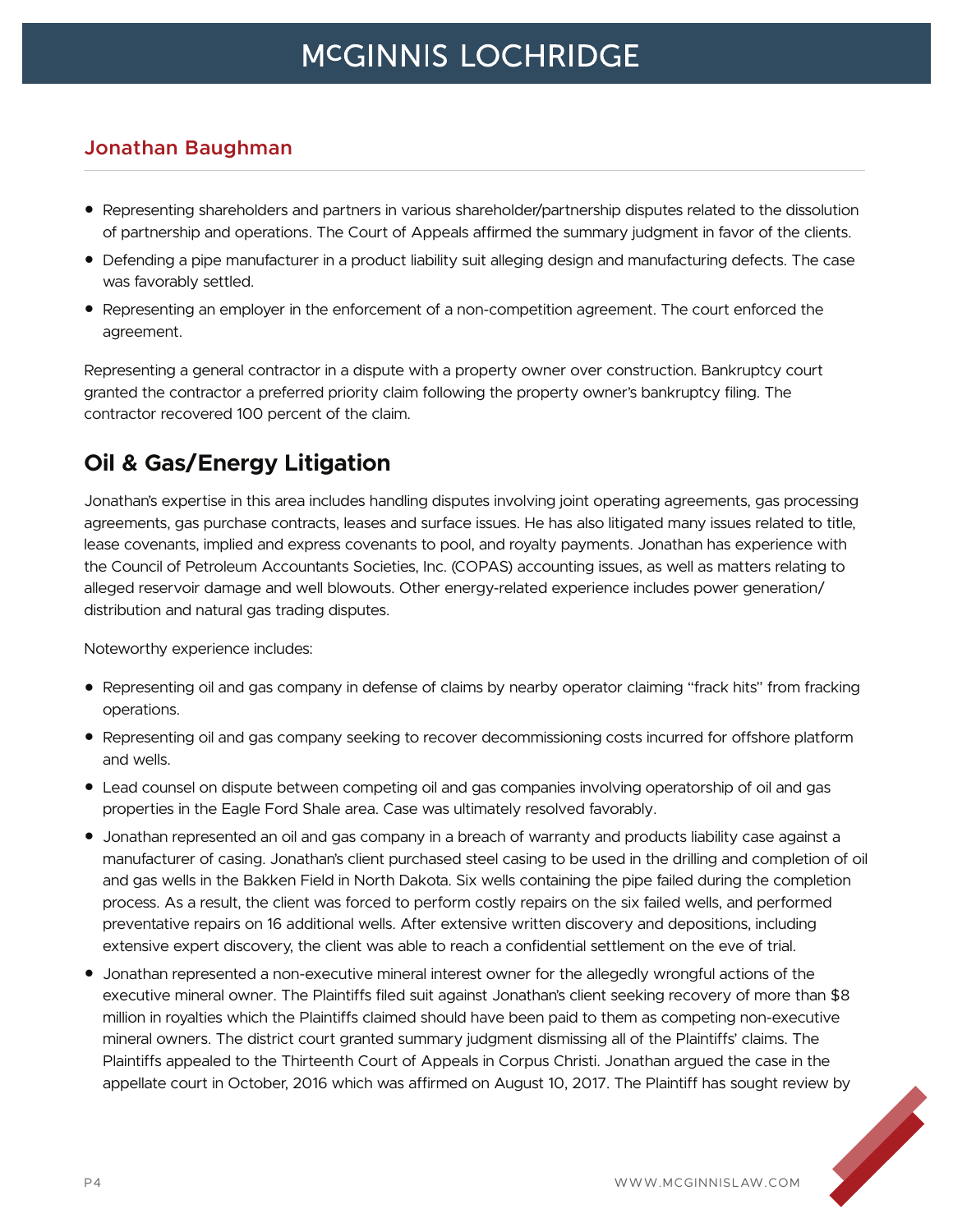## Jonathan Baughman

- Representing shareholders and partners in various shareholder/partnership disputes related to the dissolution of partnership and operations. The Court of Appeals affirmed the summary judgment in favor of the clients.
- Defending a pipe manufacturer in a product liability suit alleging design and manufacturing defects. The case was favorably settled.
- Representing an employer in the enforcement of a non-competition agreement. The court enforced the agreement.

Representing a general contractor in a dispute with a property owner over construction. Bankruptcy court granted the contractor a preferred priority claim following the property owner's bankruptcy filing. The contractor recovered 100 percent of the claim.

## Oil & Gas/Energy Litigation

Jonathan's expertise in this area includes handling disputes involving joint operating agreements, gas processing agreements, gas purchase contracts, leases and surface issues. He has also litigated many issues related to title, lease covenants, implied and express covenants to pool, and royalty payments. Jonathan has experience with the Council of Petroleum Accountants Societies, Inc. (COPAS) accounting issues, as well as matters relating to alleged reservoir damage and well blowouts. Other energy-related experience includes power generation/distribution and natural gas trading disputes.

Noteworthy experience includes:

- Representing oil and gas company in defense of claims by nearby operator claiming "frack hits" from fracking operations.
- Representing oil and gas company seeking to recover decommissioning costs incurred for offshore platform and wells.
- Lead counsel on dispute between competing oil and gas companies involving operatorship of oil and gas properties in the Eagle Ford Shale area. Case was ultimately resolved favorably.
- Jonathan represented an oil and gas company in a breach of warranty and products liability case against a manufacturer of casing. Jonathan's client purchased steel casing to be used in the drilling and completion of oil and gas wells in the Bakken Field in North Dakota. Six wells containing the pipe failed during the completion process. As a result, the client was forced to perform costly repairs on the six failed wells, and performed preventative repairs on 16 additional wells. After extensive written discovery and depositions, including extensive expert discovery, the client was able to reach a confidential settlement on the eve of trial.
- Jonathan represented a non-executive mineral interest owner for the allegedly wrongful actions of the executive mineral owner. The Plaintiffs filed suit against Jonathan's client seeking recovery of more than $8 million in royalties which the Plaintiffs claimed should have been paid to them as competing non-executive mineral owners. The district court granted summary judgment dismissing all of the Plaintiffs' claims. The Plaintiffs appealed to the Thirteenth Court of Appeals in Corpus Christi. Jonathan argued the case in the appellate court in October, 2016 which was affirmed on August 10, 2017. The Plaintiff has sought review by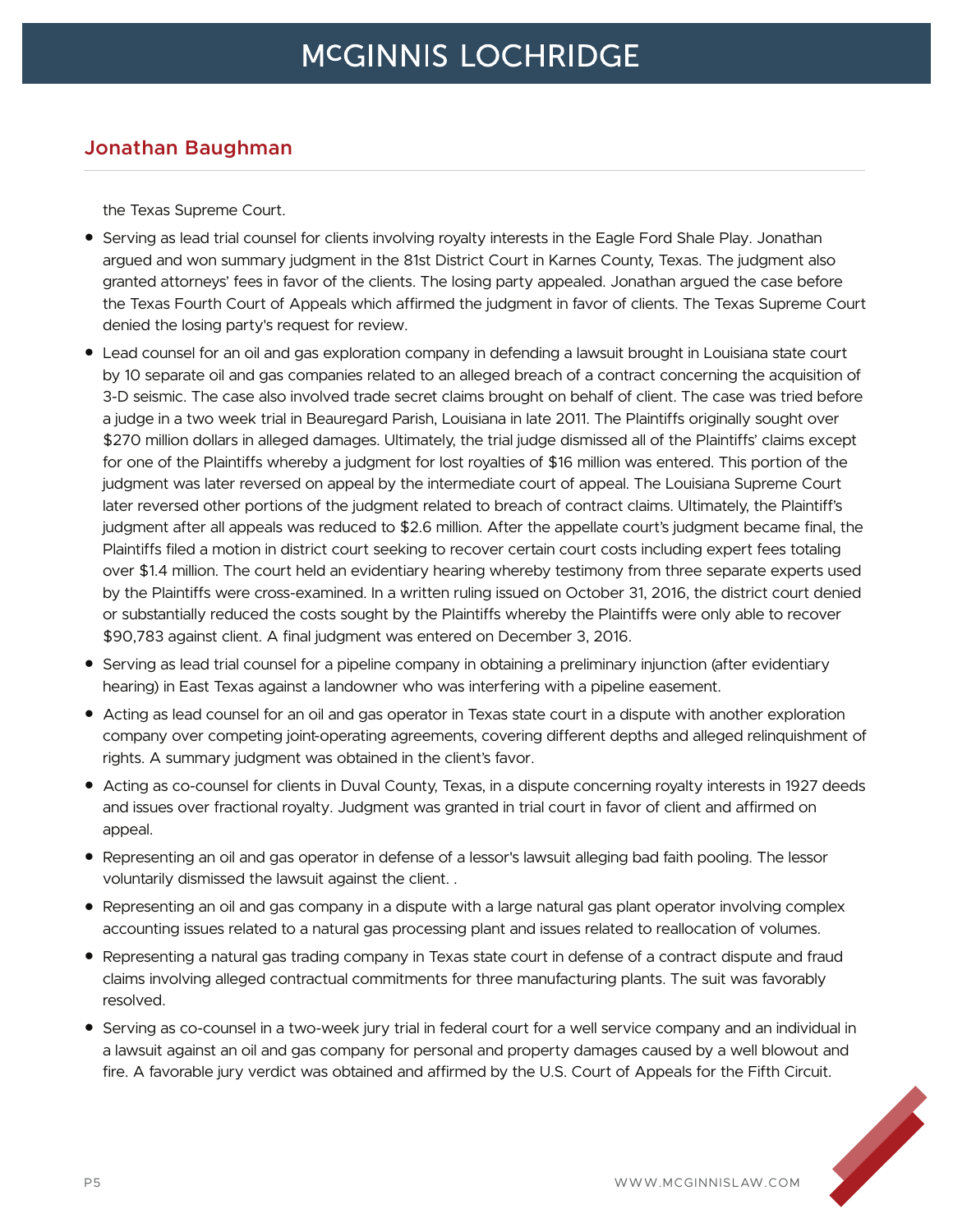## Jonathan Baughman

the Texas Supreme Court.

- Serving as lead trial counsel for clients involving royalty interests in the Eagle Ford Shale Play. Jonathan argued and won summary judgment in the 81st District Court in Karnes County, Texas. The judgment also granted attorneys' fees in favor of the clients. The losing party appealed. Jonathan argued the case before the Texas Fourth Court of Appeals which affirmed the judgment in favor of clients. The Texas Supreme Court denied the losing party's request for review.
- Lead counsel for an oil and gas exploration company in defending a lawsuit brought in Louisiana state court by 10 separate oil and gas companies related to an alleged breach of a contract concerning the acquisition of 3-D seismic. The case also involved trade secret claims brought on behalf of client. The case was tried before a judge in a two week trial in Beauregard Parish, Louisiana in late 2011. The Plaintiffs originally sought over $270 million dollars in alleged damages. Ultimately, the trial judge dismissed all of the Plaintiffs' claims except for one of the Plaintiffs whereby a judgment for lost royalties of $16 million was entered. This portion of the judgment was later reversed on appeal by the intermediate court of appeal. The Louisiana Supreme Court later reversed other portions of the judgment related to breach of contract claims. Ultimately, the Plaintiff's judgment after all appeals was reduced to $2.6 million. After the appellate court's judgment became final, the Plaintiffs filed a motion in district court seeking to recover certain court costs including expert fees totaling over $1.4 million. The court held an evidentiary hearing whereby testimony from three separate experts used by the Plaintiffs were cross-examined. In a written ruling issued on October 31, 2016, the district court denied or substantially reduced the costs sought by the Plaintiffs whereby the Plaintiffs were only able to recover $90,783 against client. A final judgment was entered on December 3, 2016.
- Serving as lead trial counsel for a pipeline company in obtaining a preliminary injunction (after evidentiary hearing) in East Texas against a landowner who was interfering with a pipeline easement.
- Acting as lead counsel for an oil and gas operator in Texas state court in a dispute with another exploration company over competing joint-operating agreements, covering different depths and alleged relinquishment of rights. A summary judgment was obtained in the client's favor.
- Acting as co-counsel for clients in Duval County, Texas, in a dispute concerning royalty interests in 1927 deeds and issues over fractional royalty. Judgment was granted in trial court in favor of client and affirmed on appeal.
- Representing an oil and gas operator in defense of a lessor's lawsuit alleging bad faith pooling. The lessor voluntarily dismissed the lawsuit against the client. .
- Representing an oil and gas company in a dispute with a large natural gas plant operator involving complex accounting issues related to a natural gas processing plant and issues related to reallocation of volumes.
- Representing a natural gas trading company in Texas state court in defense of a contract dispute and fraud claims involving alleged contractual commitments for three manufacturing plants. The suit was favorably resolved.
- Serving as co-counsel in a two-week jury trial in federal court for a well service company and an individual in a lawsuit against an oil and gas company for personal and property damages caused by a well blowout and fire. A favorable jury verdict was obtained and affirmed by the U.S. Court of Appeals for the Fifth Circuit.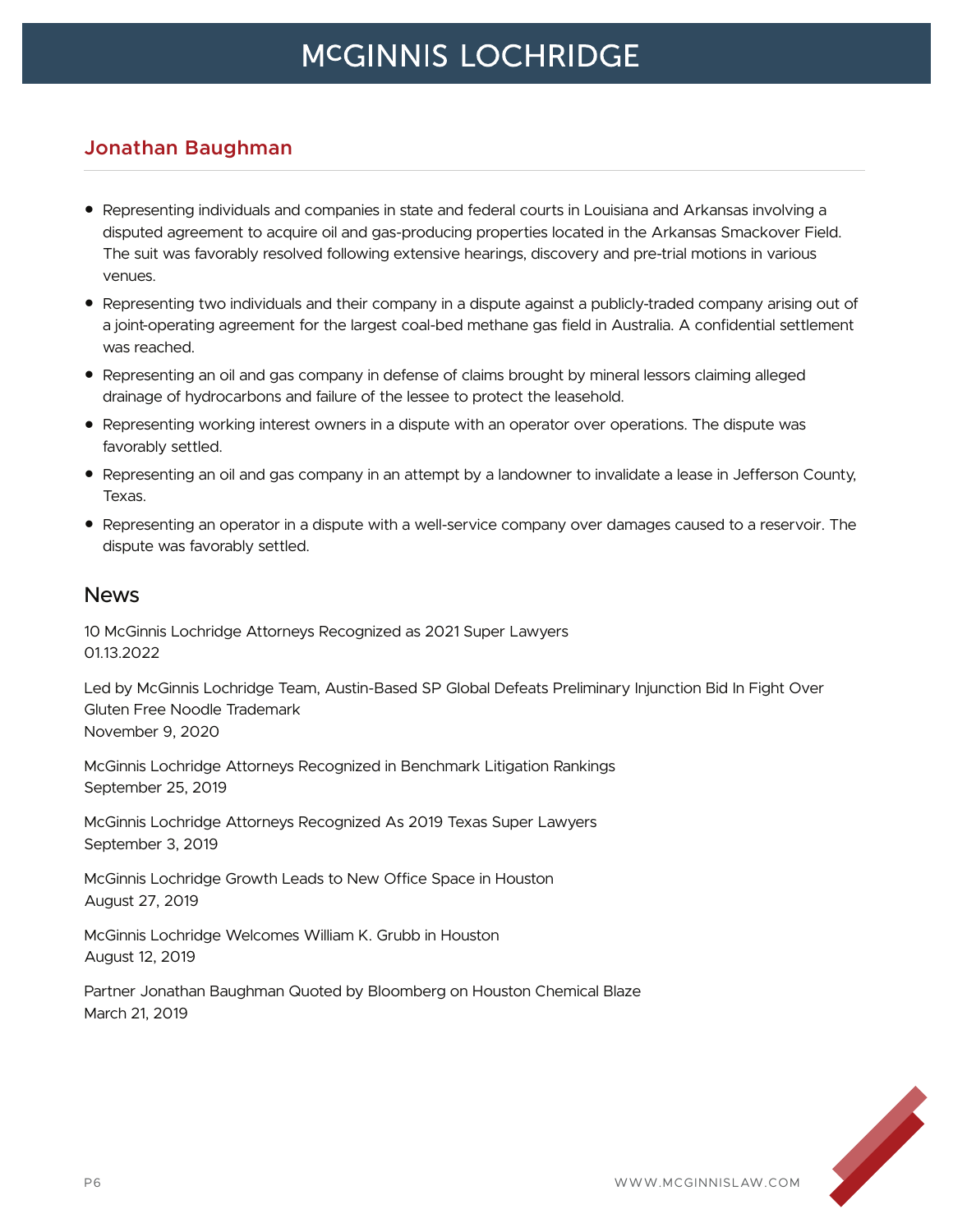## Jonathan Baughman

- Representing individuals and companies in state and federal courts in Louisiana and Arkansas involving a disputed agreement to acquire oil and gas-producing properties located in the Arkansas Smackover Field. The suit was favorably resolved following extensive hearings, discovery and pre-trial motions in various venues.
- Representing two individuals and their company in a dispute against a publicly-traded company arising out of a joint-operating agreement for the largest coal-bed methane gas field in Australia. A confidential settlement was reached.
- Representing an oil and gas company in defense of claims brought by mineral lessors claiming alleged drainage of hydrocarbons and failure of the lessee to protect the leasehold.
- Representing working interest owners in a dispute with an operator over operations. The dispute was favorably settled.
- Representing an oil and gas company in an attempt by a landowner to invalidate a lease in Jefferson County, Texas.
- Representing an operator in a dispute with a well-service company over damages caused to a reservoir. The dispute was favorably settled.

### News

10 McGinnis Lochridge Attorneys Recognized as 2021 Super Lawyers
01.13.2022

Led by McGinnis Lochridge Team, Austin-Based SP Global Defeats Preliminary Injunction Bid In Fight Over Gluten Free Noodle Trademark
November 9, 2020

McGinnis Lochridge Attorneys Recognized in Benchmark Litigation Rankings
September 25, 2019

McGinnis Lochridge Attorneys Recognized As 2019 Texas Super Lawyers
September 3, 2019

McGinnis Lochridge Growth Leads to New Office Space in Houston
August 27, 2019

McGinnis Lochridge Welcomes William K. Grubb in Houston
August 12, 2019

Partner Jonathan Baughman Quoted by Bloomberg on Houston Chemical Blaze
March 21, 2019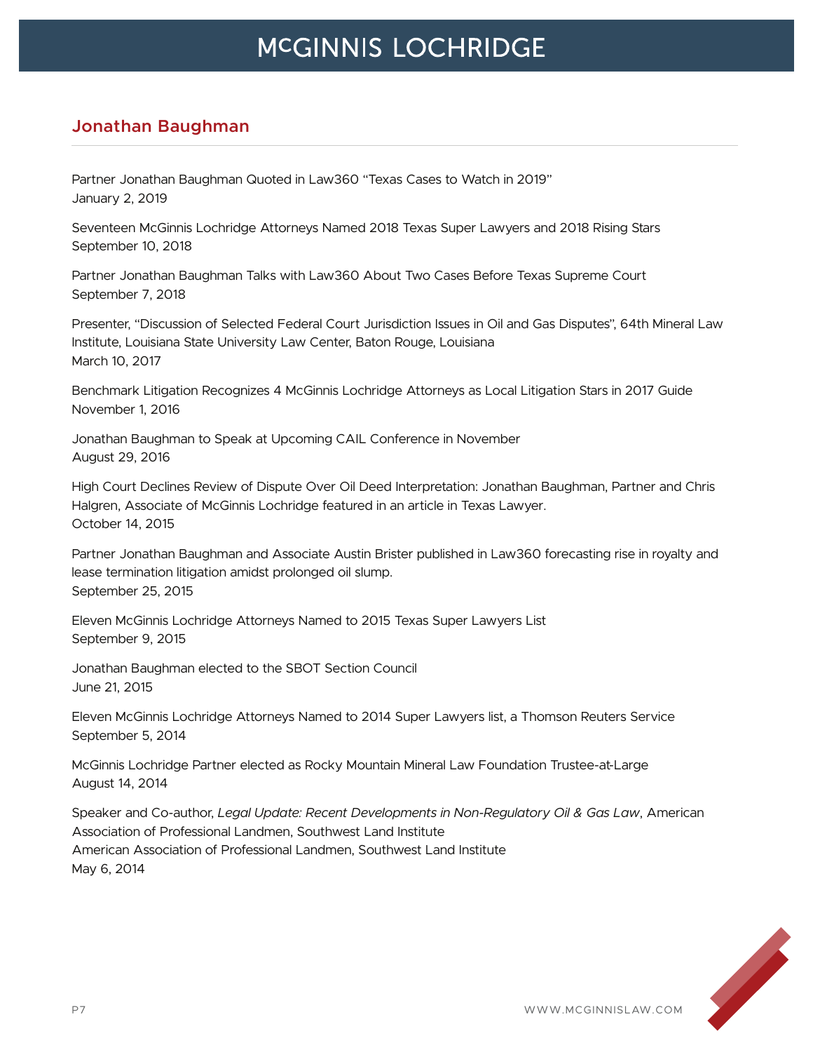## Jonathan Baughman

Partner Jonathan Baughman Quoted in Law360 “Texas Cases to Watch in 2019”
January 2, 2019

Seventeen McGinnis Lochridge Attorneys Named 2018 Texas Super Lawyers and 2018 Rising Stars
September 10, 2018

Partner Jonathan Baughman Talks with Law360 About Two Cases Before Texas Supreme Court
September 7, 2018

Presenter, “Discussion of Selected Federal Court Jurisdiction Issues in Oil and Gas Disputes”, 64th Mineral Law Institute, Louisiana State University Law Center, Baton Rouge, Louisiana
March 10, 2017

Benchmark Litigation Recognizes 4 McGinnis Lochridge Attorneys as Local Litigation Stars in 2017 Guide
November 1, 2016

Jonathan Baughman to Speak at Upcoming CAIL Conference in November
August 29, 2016

High Court Declines Review of Dispute Over Oil Deed Interpretation: Jonathan Baughman, Partner and Chris Halgren, Associate of McGinnis Lochridge featured in an article in Texas Lawyer.
October 14, 2015

Partner Jonathan Baughman and Associate Austin Brister published in Law360 forecasting rise in royalty and lease termination litigation amidst prolonged oil slump.
September 25, 2015

Eleven McGinnis Lochridge Attorneys Named to 2015 Texas Super Lawyers List
September 9, 2015

Jonathan Baughman elected to the SBOT Section Council
June 21, 2015

Eleven McGinnis Lochridge Attorneys Named to 2014 Super Lawyers list, a Thomson Reuters Service
September 5, 2014

McGinnis Lochridge Partner elected as Rocky Mountain Mineral Law Foundation Trustee-at-Large
August 14, 2014

Speaker and Co-author, *Legal Update: Recent Developments in Non-Regulatory Oil & Gas Law*, American Association of Professional Landmen, Southwest Land Institute
American Association of Professional Landmen, Southwest Land Institute
May 6, 2014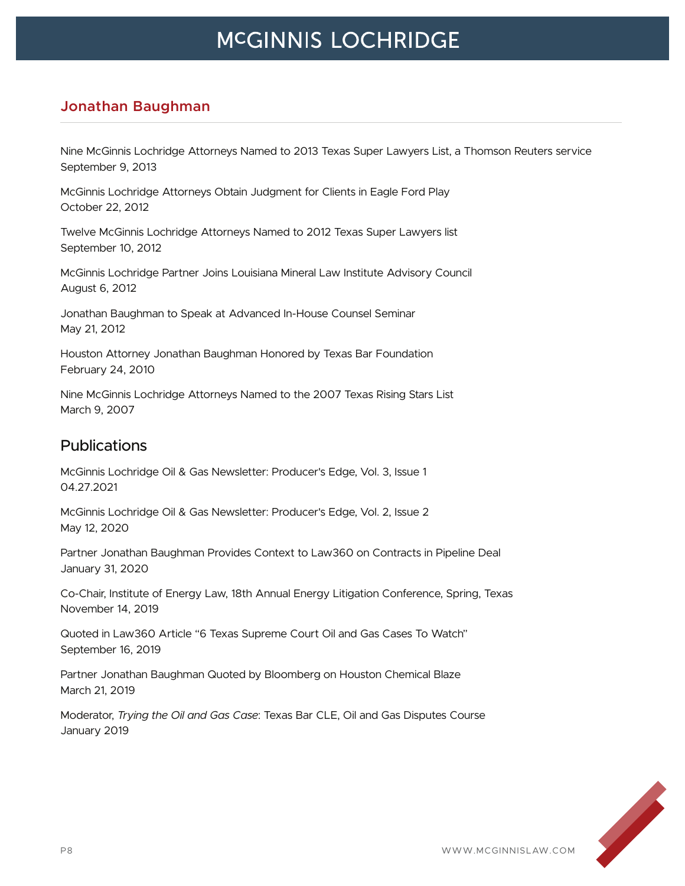## Jonathan Baughman

Nine McGinnis Lochridge Attorneys Named to 2013 Texas Super Lawyers List, a Thomson Reuters service
September 9, 2013

McGinnis Lochridge Attorneys Obtain Judgment for Clients in Eagle Ford Play
October 22, 2012

Twelve McGinnis Lochridge Attorneys Named to 2012 Texas Super Lawyers list
September 10, 2012

McGinnis Lochridge Partner Joins Louisiana Mineral Law Institute Advisory Council
August 6, 2012

Jonathan Baughman to Speak at Advanced In-House Counsel Seminar
May 21, 2012

Houston Attorney Jonathan Baughman Honored by Texas Bar Foundation
February 24, 2010

Nine McGinnis Lochridge Attorneys Named to the 2007 Texas Rising Stars List
March 9, 2007

## Publications

McGinnis Lochridge Oil & Gas Newsletter: Producer's Edge, Vol. 3, Issue 1
04.27.2021

McGinnis Lochridge Oil & Gas Newsletter: Producer's Edge, Vol. 2, Issue 2
May 12, 2020

Partner Jonathan Baughman Provides Context to Law360 on Contracts in Pipeline Deal
January 31, 2020

Co-Chair, Institute of Energy Law, 18th Annual Energy Litigation Conference, Spring, Texas
November 14, 2019

Quoted in Law360 Article "6 Texas Supreme Court Oil and Gas Cases To Watch"
September 16, 2019

Partner Jonathan Baughman Quoted by Bloomberg on Houston Chemical Blaze
March 21, 2019

Moderator, *Trying the Oil and Gas Case*: Texas Bar CLE, Oil and Gas Disputes Course
January 2019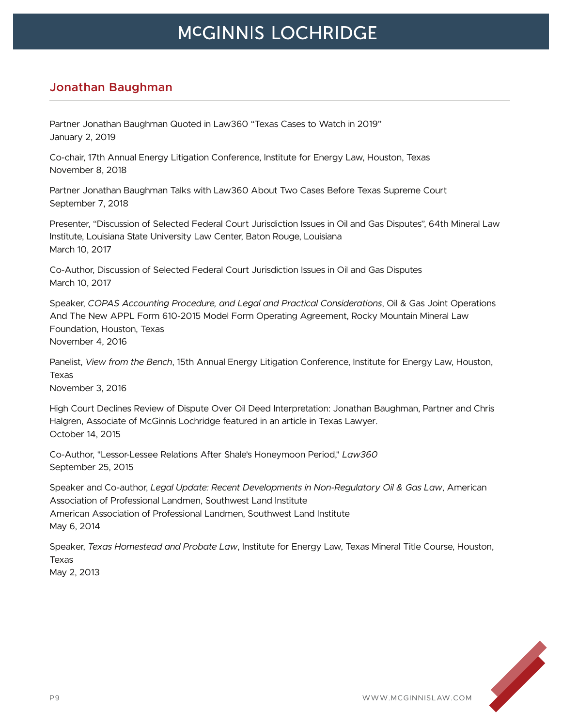## Jonathan Baughman

Partner Jonathan Baughman Quoted in Law360 “Texas Cases to Watch in 2019”
January 2, 2019

Co-chair, 17th Annual Energy Litigation Conference, Institute for Energy Law, Houston, Texas
November 8, 2018

Partner Jonathan Baughman Talks with Law360 About Two Cases Before Texas Supreme Court
September 7, 2018

Presenter, “Discussion of Selected Federal Court Jurisdiction Issues in Oil and Gas Disputes”, 64th Mineral Law Institute, Louisiana State University Law Center, Baton Rouge, Louisiana
March 10, 2017

Co-Author, Discussion of Selected Federal Court Jurisdiction Issues in Oil and Gas Disputes
March 10, 2017

Speaker, *COPAS Accounting Procedure, and Legal and Practical Considerations*, Oil & Gas Joint Operations And The New APPL Form 610-2015 Model Form Operating Agreement, Rocky Mountain Mineral Law Foundation, Houston, Texas
November 4, 2016

Panelist, *View from the Bench*, 15th Annual Energy Litigation Conference, Institute for Energy Law, Houston, Texas
November 3, 2016

High Court Declines Review of Dispute Over Oil Deed Interpretation: Jonathan Baughman, Partner and Chris Halgren, Associate of McGinnis Lochridge featured in an article in Texas Lawyer.
October 14, 2015

Co-Author, "Lessor-Lessee Relations After Shale's Honeymoon Period," *Law360*
September 25, 2015

Speaker and Co-author, *Legal Update: Recent Developments in Non-Regulatory Oil & Gas Law*, American Association of Professional Landmen, Southwest Land Institute
American Association of Professional Landmen, Southwest Land Institute
May 6, 2014

Speaker, *Texas Homestead and Probate Law*, Institute for Energy Law, Texas Mineral Title Course, Houston, Texas
May 2, 2013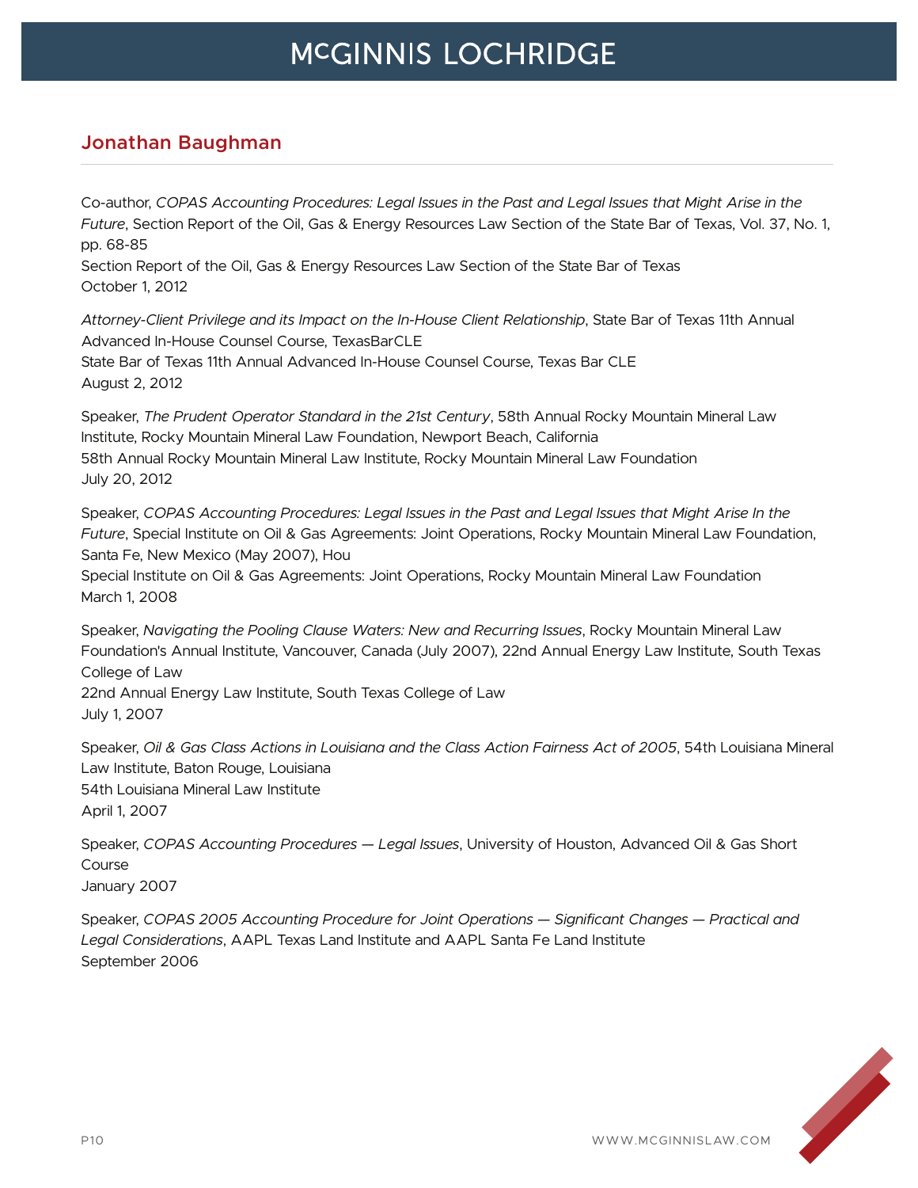## Jonathan Baughman

Co-author, *COPAS Accounting Procedures: Legal Issues in the Past and Legal Issues that Might Arise in the Future*, Section Report of the Oil, Gas & Energy Resources Law Section of the State Bar of Texas, Vol. 37, No. 1, pp. 68-85
Section Report of the Oil, Gas & Energy Resources Law Section of the State Bar of Texas
October 1, 2012

*Attorney-Client Privilege and its Impact on the In-House Client Relationship*, State Bar of Texas 11th Annual Advanced In-House Counsel Course, TexasBarCLE
State Bar of Texas 11th Annual Advanced In-House Counsel Course, Texas Bar CLE
August 2, 2012

Speaker, *The Prudent Operator Standard in the 21st Century*, 58th Annual Rocky Mountain Mineral Law Institute, Rocky Mountain Mineral Law Foundation, Newport Beach, California
58th Annual Rocky Mountain Mineral Law Institute, Rocky Mountain Mineral Law Foundation
July 20, 2012

Speaker, *COPAS Accounting Procedures: Legal Issues in the Past and Legal Issues that Might Arise In the Future*, Special Institute on Oil & Gas Agreements: Joint Operations, Rocky Mountain Mineral Law Foundation, Santa Fe, New Mexico (May 2007), Hou
Special Institute on Oil & Gas Agreements: Joint Operations, Rocky Mountain Mineral Law Foundation
March 1, 2008

Speaker, *Navigating the Pooling Clause Waters: New and Recurring Issues*, Rocky Mountain Mineral Law Foundation's Annual Institute, Vancouver, Canada (July 2007), 22nd Annual Energy Law Institute, South Texas College of Law
22nd Annual Energy Law Institute, South Texas College of Law
July 1, 2007

Speaker, *Oil & Gas Class Actions in Louisiana and the Class Action Fairness Act of 2005*, 54th Louisiana Mineral Law Institute, Baton Rouge, Louisiana
54th Louisiana Mineral Law Institute
April 1, 2007

Speaker, *COPAS Accounting Procedures — Legal Issues*, University of Houston, Advanced Oil & Gas Short Course
January 2007

Speaker, *COPAS 2005 Accounting Procedure for Joint Operations — Significant Changes — Practical and Legal Considerations*, AAPL Texas Land Institute and AAPL Santa Fe Land Institute
September 2006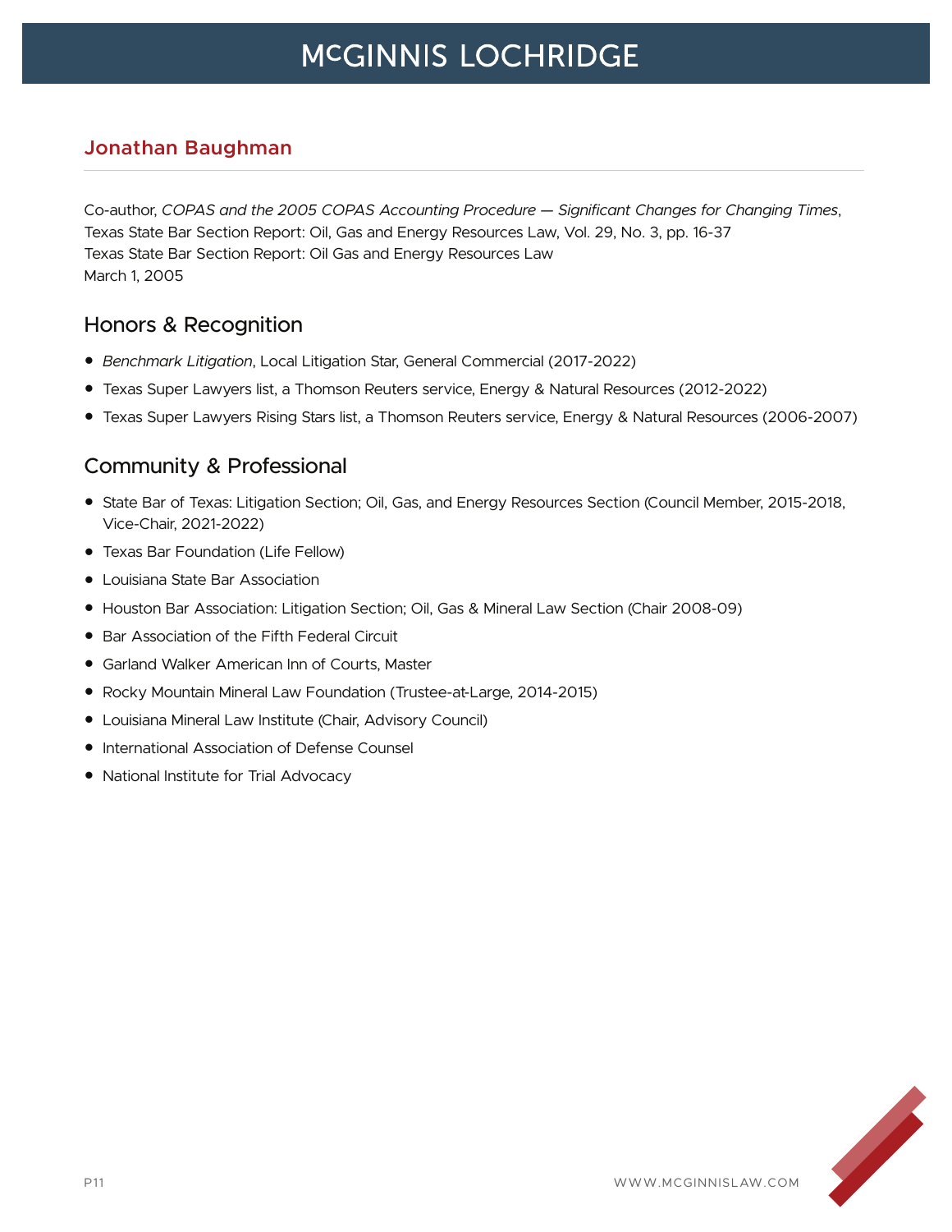## Jonathan Baughman

Co-author, *COPAS and the 2005 COPAS Accounting Procedure — Significant Changes for Changing Times*, Texas State Bar Section Report: Oil, Gas and Energy Resources Law, Vol. 29, No. 3, pp. 16-37
Texas State Bar Section Report: Oil Gas and Energy Resources Law
March 1, 2005

### Honors & Recognition

- *Benchmark Litigation*, Local Litigation Star, General Commercial (2017-2022)
- Texas Super Lawyers list, a Thomson Reuters service, Energy & Natural Resources (2012-2022)
- Texas Super Lawyers Rising Stars list, a Thomson Reuters service, Energy & Natural Resources (2006-2007)

### Community & Professional

- State Bar of Texas: Litigation Section; Oil, Gas, and Energy Resources Section (Council Member, 2015-2018, Vice-Chair, 2021-2022)
- Texas Bar Foundation (Life Fellow)
- Louisiana State Bar Association
- Houston Bar Association: Litigation Section; Oil, Gas & Mineral Law Section (Chair 2008-09)
- Bar Association of the Fifth Federal Circuit
- Garland Walker American Inn of Courts, Master
- Rocky Mountain Mineral Law Foundation (Trustee-at-Large, 2014-2015)
- Louisiana Mineral Law Institute (Chair, Advisory Council)
- International Association of Defense Counsel
- National Institute for Trial Advocacy